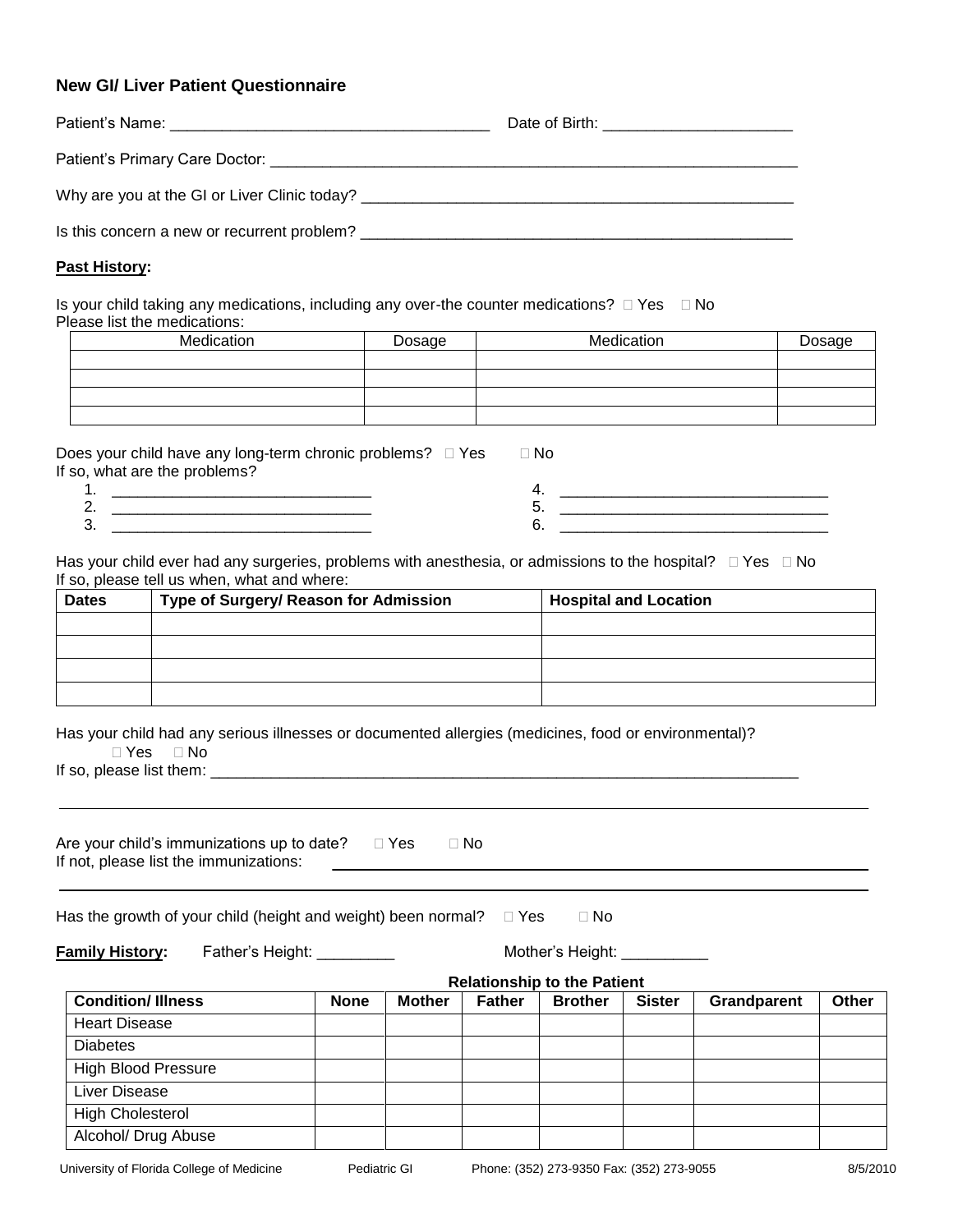## New GI/ Liver Patient Questionnaire

Patient's Name: ____________________________________ Date of Birth: _____________________

Patient's Primary Care Doctor: ______________________________________________________________

Why are you at the GI or Liver Clinic today? __________________________________________________

Is this concern a new or recurrent problem? __________________________________________________

**Past History:**

Is your child taking any medications, including any over-the counter medications? ☐ Yes ☐ No
Please list the medications:

| Medication | Dosage | Medication | Dosage |
|---|---|---|---|
| | | | |
| | | | |
| | | | |
| | | | |

Does your child have any long-term chronic problems? ☐ Yes ☐ No
If so, what are the problems?

1. ______________________________
2. ______________________________
3. ______________________________
4. ______________________________
5. ______________________________
6. ______________________________

Has your child ever had any surgeries, problems with anesthesia, or admissions to the hospital? ☐ Yes ☐ No
If so, please tell us when, what and where:

| Dates | Type of Surgery/ Reason for Admission | Hospital and Location |
|---|---|---|
| | | |
| | | |
| | | |
| | | |

Has your child had any serious illnesses or documented allergies (medicines, food or environmental)?
☐ Yes ☐ No
If so, please list them: ______________________________________________________________________

______________________________________________________________________________________

Are your child's immunizations up to date? ☐ Yes ☐ No
If not, please list the immunizations: ______________________________________________________

______________________________________________________________________________________

Has the growth of your child (height and weight) been normal? ☐ Yes ☐ No

**Family History:** Father's Height: _________ Mother's Height: __________

| | Relationship to the Patient | | | | | | |
|---|---|---|---|---|---|---|---|
| **Condition/ Illness** | **None** | **Mother** | **Father** | **Brother** | **Sister** | **Grandparent** | **Other** |
| Heart Disease | | | | | | | |
| Diabetes | | | | | | | |
| High Blood Pressure | | | | | | | |
| Liver Disease | | | | | | | |
| High Cholesterol | | | | | | | |
| Alcohol/ Drug Abuse | | | | | | | |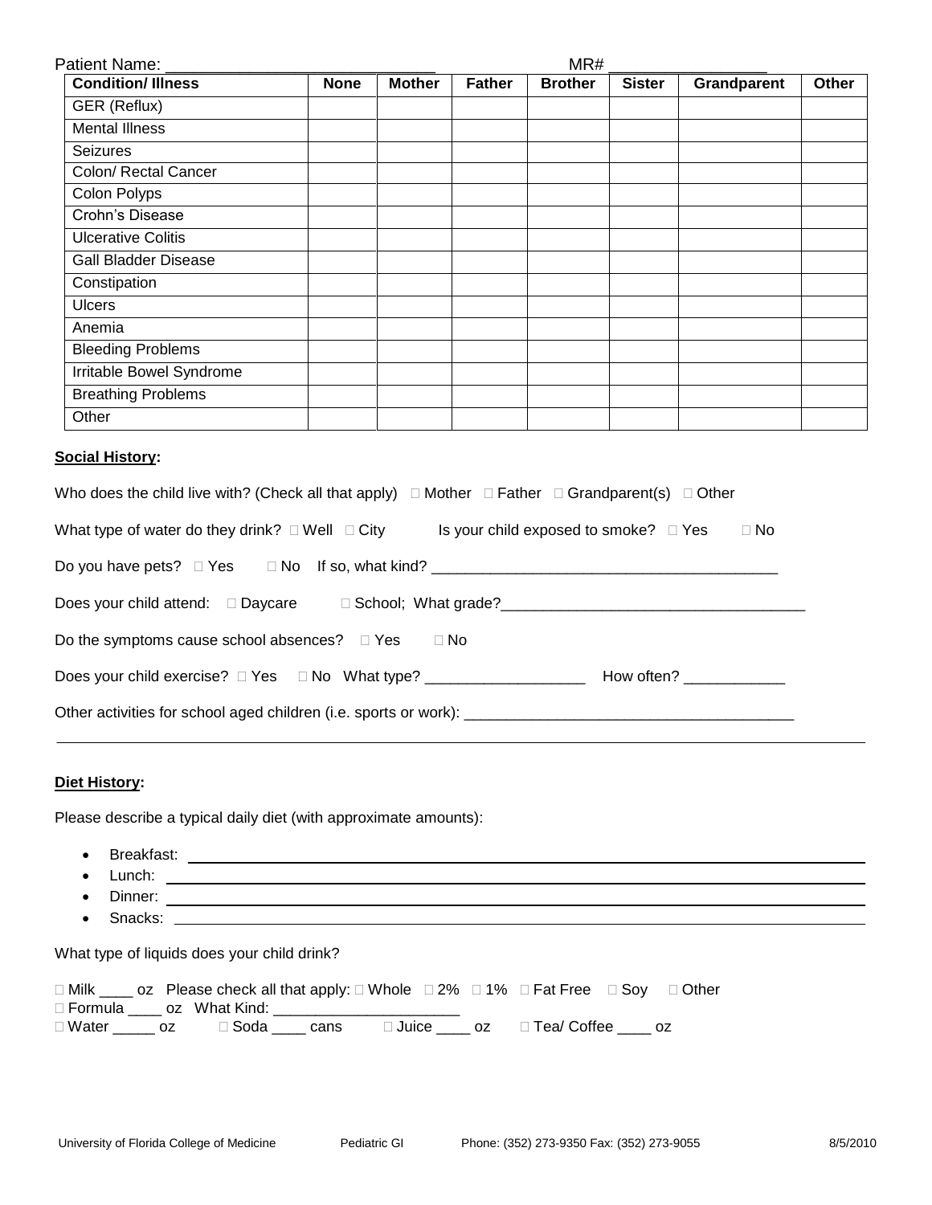Patient Name: ____________________________ MR# ________________

| Condition/ Illness | None | Mother | Father | Brother | Sister | Grandparent | Other |
|---|---|---|---|---|---|---|---|
| GER (Reflux) | | | | | | | |
| Mental Illness | | | | | | | |
| Seizures | | | | | | | |
| Colon/ Rectal Cancer | | | | | | | |
| Colon Polyps | | | | | | | |
| Crohn's Disease | | | | | | | |
| Ulcerative Colitis | | | | | | | |
| Gall Bladder Disease | | | | | | | |
| Constipation | | | | | | | |
| Ulcers | | | | | | | |
| Anemia | | | | | | | |
| Bleeding Problems | | | | | | | |
| Irritable Bowel Syndrome | | | | | | | |
| Breathing Problems | | | | | | | |
| Other | | | | | | | |

**Social History:**

Who does the child live with? (Check all that apply) ☐ Mother ☐ Father ☐ Grandparent(s) ☐ Other

What type of water do they drink? ☐ Well ☐ City Is your child exposed to smoke? ☐ Yes ☐ No

Do you have pets? ☐ Yes ☐ No If so, what kind? ________________________________________

Does your child attend: ☐ Daycare ☐ School; What grade?___________________________________

Do the symptoms cause school absences? ☐ Yes ☐ No

Does your child exercise? ☐ Yes ☐ No What type? __________________ How often? ___________

Other activities for school aged children (i.e. sports or work): ______________________________________

**Diet History:**

Please describe a typical daily diet (with approximate amounts):

- Breakfast: ________________________________________
- Lunch: ________________________________________
- Dinner: ________________________________________
- Snacks: ________________________________________

What type of liquids does your child drink?

☐ Milk ____ oz Please check all that apply: ☐ Whole ☐ 2% ☐ 1% ☐ Fat Free ☐ Soy ☐ Other
☐ Formula ____ oz What Kind: ______________________
☐ Water _____ oz ☐ Soda ____ cans ☐ Juice ____ oz ☐ Tea/ Coffee ____ oz

University of Florida College of Medicine Pediatric GI Phone: (352) 273-9350 Fax: (352) 273-9055 8/5/2010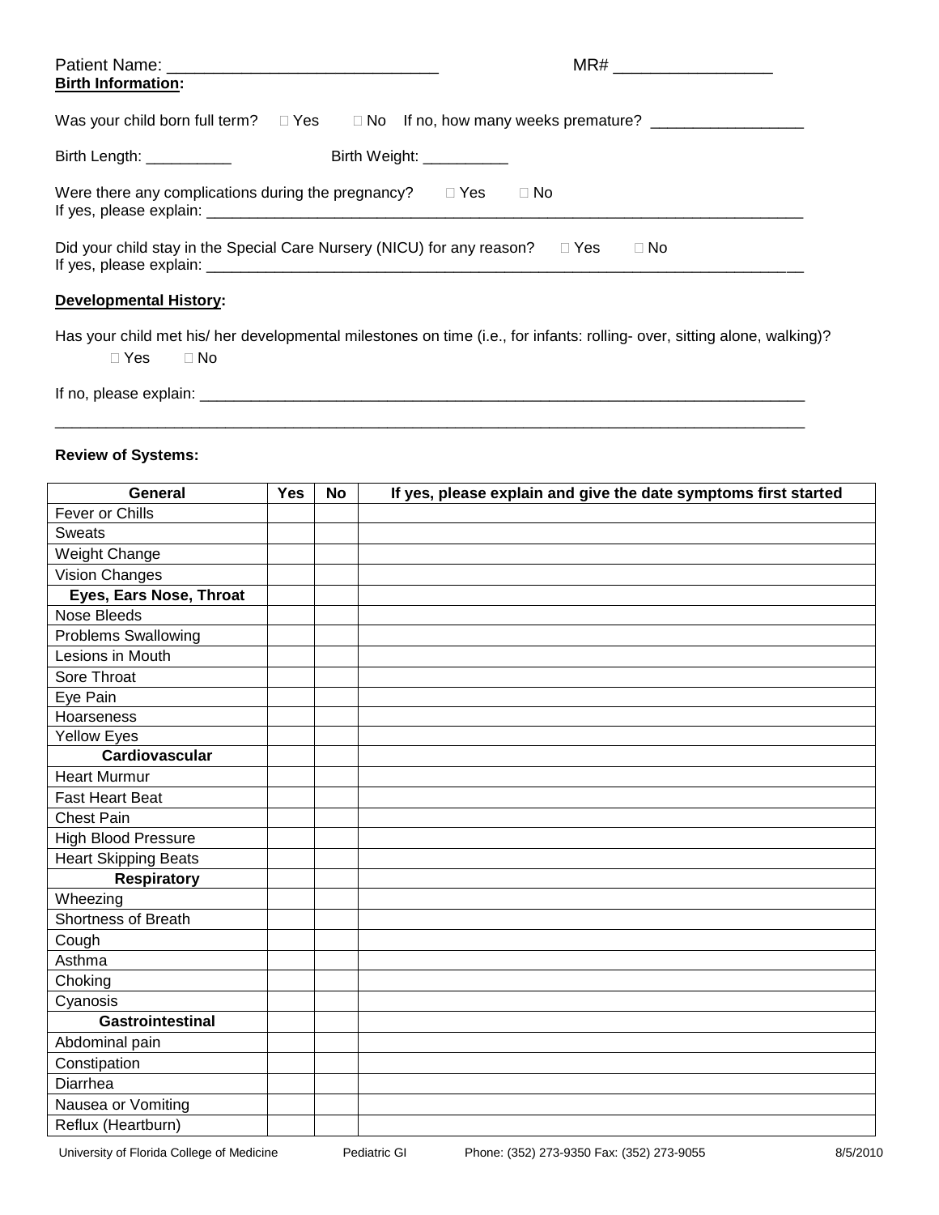Patient Name: ______________________________ MR# _________________

**Birth Information:**

Was your child born full term? □ Yes □ No If no, how many weeks premature? _________________

Birth Length: __________ Birth Weight: __________

Were there any complications during the pregnancy? □ Yes □ No

If yes, please explain: ___________________________________________________________________

Did your child stay in the Special Care Nursery (NICU) for any reason? □ Yes □ No

If yes, please explain: ___________________________________________________________________

**Developmental History:**

Has your child met his/ her developmental milestones on time (i.e., for infants: rolling- over, sitting alone, walking)?

□ Yes □ No

If no, please explain: ___________________________________________________________________

___________________________________________________________________________________

**Review of Systems:**

| General | Yes | No | If yes, please explain and give the date symptoms first started |
|---|---|---|---|
| Fever or Chills | | | |
| Sweats | | | |
| Weight Change | | | |
| Vision Changes | | | |
| **Eyes, Ears Nose, Throat** | | | |
| Nose Bleeds | | | |
| Problems Swallowing | | | |
| Lesions in Mouth | | | |
| Sore Throat | | | |
| Eye Pain | | | |
| Hoarseness | | | |
| Yellow Eyes | | | |
| **Cardiovascular** | | | |
| Heart Murmur | | | |
| Fast Heart Beat | | | |
| Chest Pain | | | |
| High Blood Pressure | | | |
| Heart Skipping Beats | | | |
| **Respiratory** | | | |
| Wheezing | | | |
| Shortness of Breath | | | |
| Cough | | | |
| Asthma | | | |
| Choking | | | |
| Cyanosis | | | |
| **Gastrointestinal** | | | |
| Abdominal pain | | | |
| Constipation | | | |
| Diarrhea | | | |
| Nausea or Vomiting | | | |
| Reflux (Heartburn) | | | |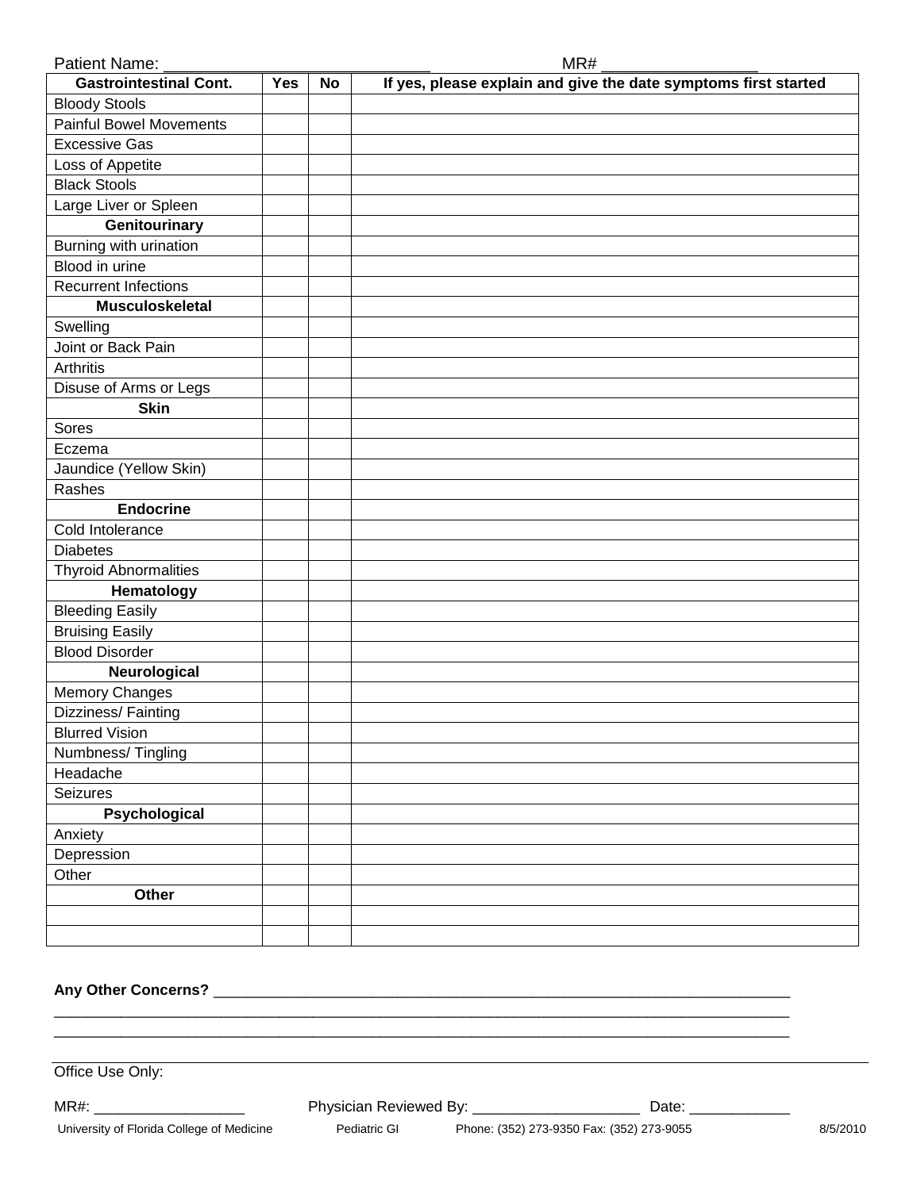Patient Name: ____________________________ MR# _________________

| Gastrointestinal Cont. | Yes | No | If yes, please explain and give the date symptoms first started |
|---|---|---|---|
| Bloody Stools | | | |
| Painful Bowel Movements | | | |
| Excessive Gas | | | |
| Loss of Appetite | | | |
| Black Stools | | | |
| Large Liver or Spleen | | | |
| **Genitourinary** | | | |
| Burning with urination | | | |
| Blood in urine | | | |
| Recurrent Infections | | | |
| **Musculoskeletal** | | | |
| Swelling | | | |
| Joint or Back Pain | | | |
| Arthritis | | | |
| Disuse of Arms or Legs | | | |
| **Skin** | | | |
| Sores | | | |
| Eczema | | | |
| Jaundice (Yellow Skin) | | | |
| Rashes | | | |
| **Endocrine** | | | |
| Cold Intolerance | | | |
| Diabetes | | | |
| Thyroid Abnormalities | | | |
| **Hematology** | | | |
| Bleeding Easily | | | |
| Bruising Easily | | | |
| Blood Disorder | | | |
| **Neurological** | | | |
| Memory Changes | | | |
| Dizziness/ Fainting | | | |
| Blurred Vision | | | |
| Numbness/ Tingling | | | |
| Headache | | | |
| Seizures | | | |
| **Psychological** | | | |
| Anxiety | | | |
| Depression | | | |
| Other | | | |
| **Other** | | | |
| | | | |
| | | | |

**Any Other Concerns?** ______________________________________________________________________
_____________________________________________________________________________________________
_____________________________________________________________________________________________

Office Use Only:

MR#: __________________ Physician Reviewed By: ____________________ Date: ____________

University of Florida College of Medicine Pediatric GI Phone: (352) 273-9350 Fax: (352) 273-9055 8/5/2010